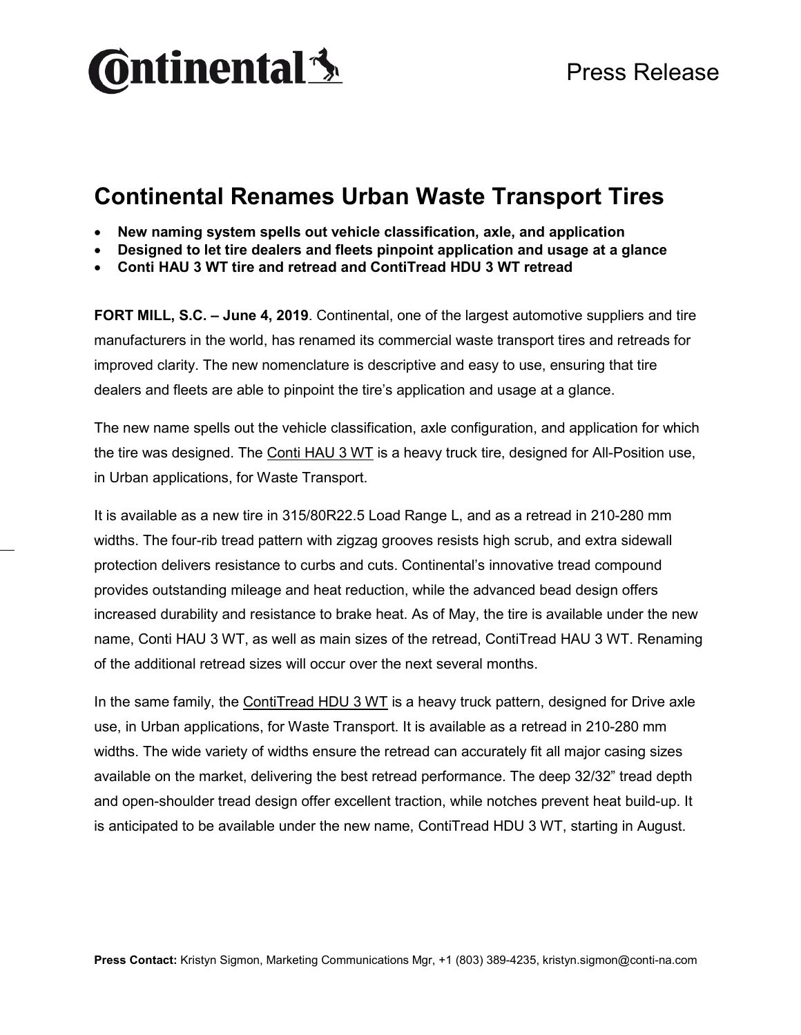# Continental Renames Urban Waste Transport Tires

- **New naming system spells out vehicle classification, axle, and application**
- **Designed to let tire dealers and fleets pinpoint application and usage at a glance**
- **Conti HAU 3 WT tire and retread and ContiTread HDU 3 WT retread**

**FORT MILL, S.C. – June 4, 2019**. Continental, one of the largest automotive suppliers and tire manufacturers in the world, has renamed its commercial waste transport tires and retreads for improved clarity. The new nomenclature is descriptive and easy to use, ensuring that tire dealers and fleets are able to pinpoint the tire's application and usage at a glance.

The new name spells out the vehicle classification, axle configuration, and application for which the tire was designed. The Conti HAU 3 WT is a heavy truck tire, designed for All-Position use, in Urban applications, for Waste Transport.

It is available as a new tire in 315/80R22.5 Load Range L, and as a retread in 210-280 mm widths. The four-rib tread pattern with zigzag grooves resists high scrub, and extra sidewall protection delivers resistance to curbs and cuts. Continental's innovative tread compound provides outstanding mileage and heat reduction, while the advanced bead design offers increased durability and resistance to brake heat. As of May, the tire is available under the new name, Conti HAU 3 WT, as well as main sizes of the retread, ContiTread HAU 3 WT. Renaming of the additional retread sizes will occur over the next several months.

In the same family, the ContiTread HDU 3 WT is a heavy truck pattern, designed for Drive axle use, in Urban applications, for Waste Transport. It is available as a retread in 210-280 mm widths. The wide variety of widths ensure the retread can accurately fit all major casing sizes available on the market, delivering the best retread performance. The deep 32/32" tread depth and open-shoulder tread design offer excellent traction, while notches prevent heat build-up. It is anticipated to be available under the new name, ContiTread HDU 3 WT, starting in August.

**Press Contact:** Kristyn Sigmon, Marketing Communications Mgr, +1 (803) 389-4235, kristyn.sigmon@conti-na.com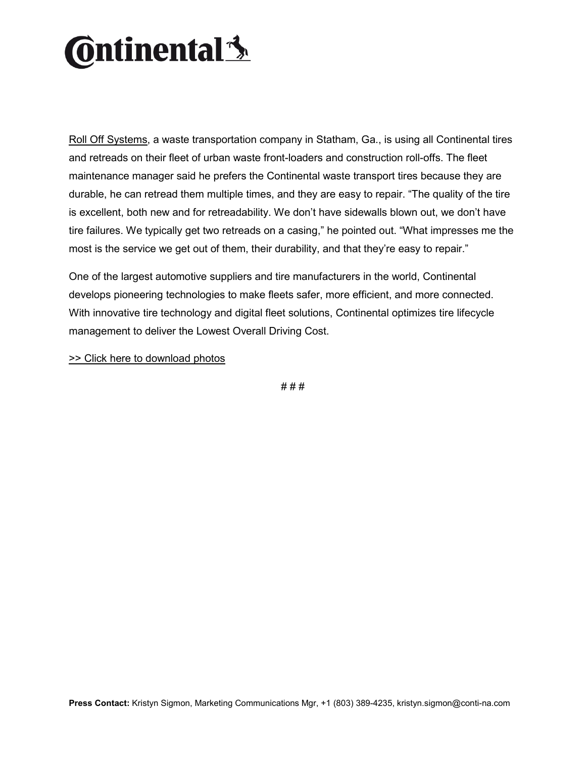Roll Off Systems, a waste transportation company in Statham, Ga., is using all Continental tires and retreads on their fleet of urban waste front-loaders and construction roll-offs. The fleet maintenance manager said he prefers the Continental waste transport tires because they are durable, he can retread them multiple times, and they are easy to repair. "The quality of the tire is excellent, both new and for retreadability. We don't have sidewalls blown out, we don't have tire failures. We typically get two retreads on a casing," he pointed out. "What impresses me the most is the service we get out of them, their durability, and that they're easy to repair."

One of the largest automotive suppliers and tire manufacturers in the world, Continental develops pioneering technologies to make fleets safer, more efficient, and more connected. With innovative tire technology and digital fleet solutions, Continental optimizes tire lifecycle management to deliver the Lowest Overall Driving Cost.

>> Click here to download photos

# # #

**Press Contact:** Kristyn Sigmon, Marketing Communications Mgr, +1 (803) 389-4235, kristyn.sigmon@conti-na.com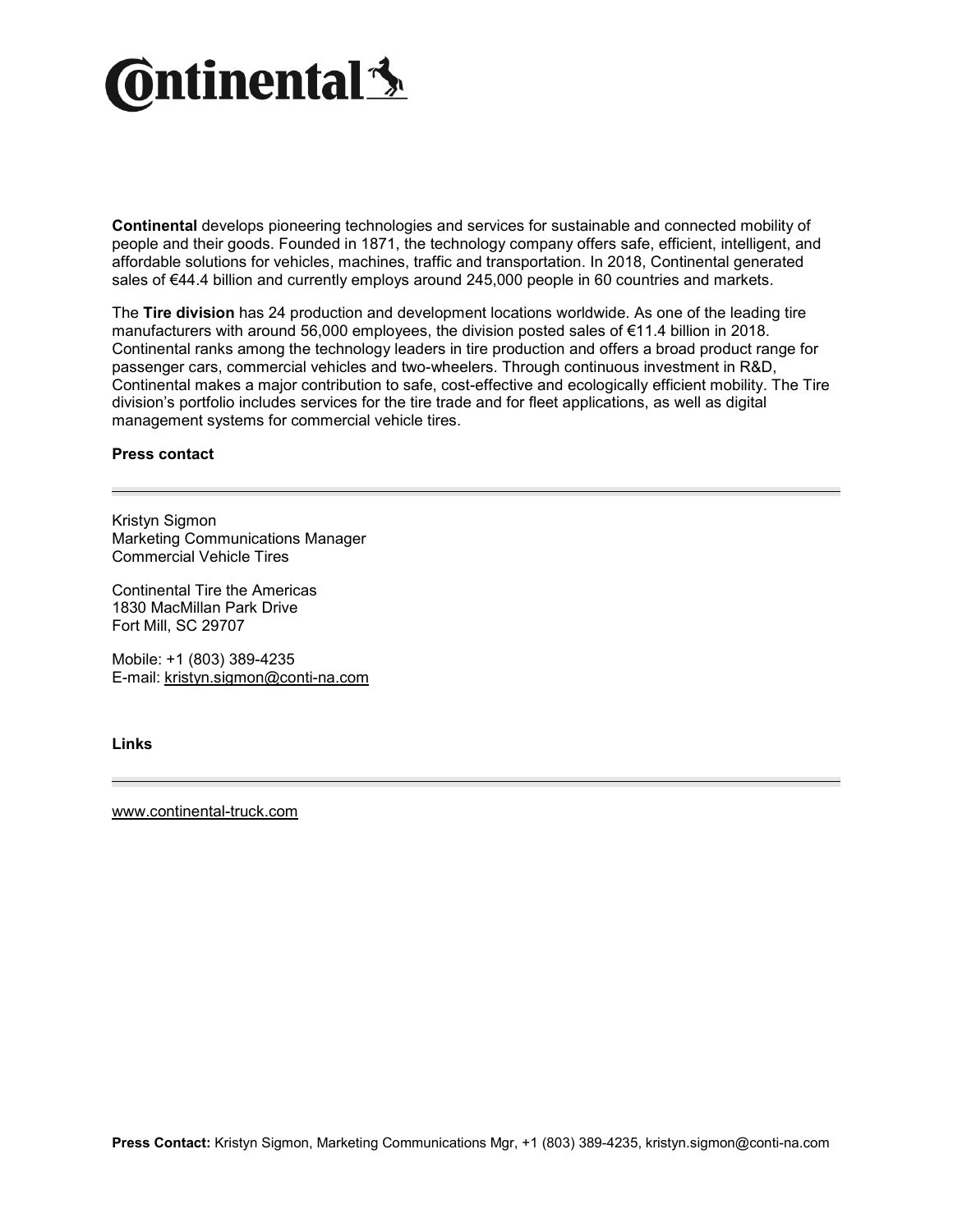**Continental** develops pioneering technologies and services for sustainable and connected mobility of people and their goods. Founded in 1871, the technology company offers safe, efficient, intelligent, and affordable solutions for vehicles, machines, traffic and transportation. In 2018, Continental generated sales of €44.4 billion and currently employs around 245,000 people in 60 countries and markets.

The **Tire division** has 24 production and development locations worldwide. As one of the leading tire manufacturers with around 56,000 employees, the division posted sales of €11.4 billion in 2018. Continental ranks among the technology leaders in tire production and offers a broad product range for passenger cars, commercial vehicles and two-wheelers. Through continuous investment in R&D, Continental makes a major contribution to safe, cost-effective and ecologically efficient mobility. The Tire division's portfolio includes services for the tire trade and for fleet applications, as well as digital management systems for commercial vehicle tires.

**Press contact**

---

Kristyn Sigmon
Marketing Communications Manager
Commercial Vehicle Tires

Continental Tire the Americas
1830 MacMillan Park Drive
Fort Mill, SC 29707

Mobile: +1 (803) 389-4235
E-mail: kristyn.sigmon@conti-na.com

**Links**

---

www.continental-truck.com